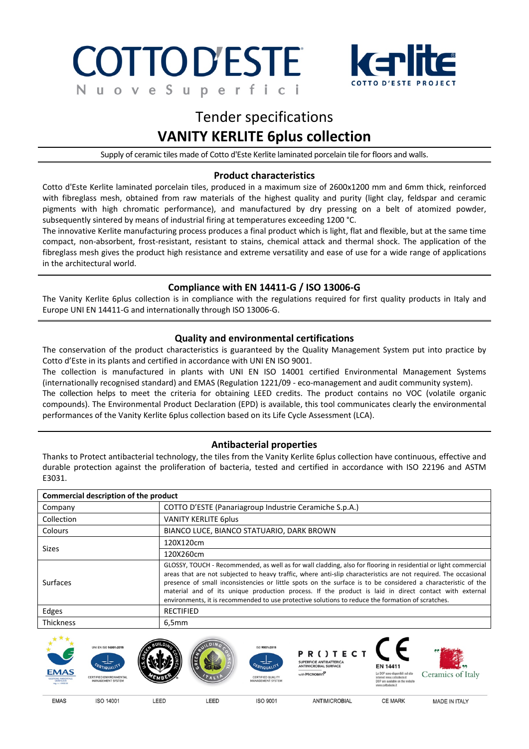COTTO D'ESTE
Nuove Superfici

kerlite
COTTO D'ESTE PROJECT

# Tender specifications
# VANITY KERLITE 6plus collection

Supply of ceramic tiles made of Cotto d'Este Kerlite laminated porcelain tile for floors and walls.

## Product characteristics

Cotto d'Este Kerlite laminated porcelain tiles, produced in a maximum size of 2600x1200 mm and 6mm thick, reinforced with fibreglass mesh, obtained from raw materials of the highest quality (light clay, feldspar and ceramic pigments with high chromatic performance), and manufactured by dry pressing on a belt of atomized powder, subsequently sintered by means of industrial firing at temperatures exceeding 1200 °C.

The innovative Kerlite manufacturing process produces a final product which is light, flat and flexible, but at the same time compact, non-absorbent, frost-resistant, resistant to stains, chemical attack and thermal shock. The application of the fibreglass mesh gives the product high resistance and extreme versatility and ease of use for a wide range of applications in the architectural world.

## Compliance with EN 14411-G / ISO 13006-G

The Vanity Kerlite 6plus collection is in compliance with the regulations required for first quality products in Italy and Europe UNI EN 14411-G and internationally through ISO 13006-G.

## Quality and environmental certifications

The conservation of the product characteristics is guaranteed by the Quality Management System put into practice by Cotto d'Este in its plants and certified in accordance with UNI EN ISO 9001.

The collection is manufactured in plants with UNI EN ISO 14001 certified Environmental Management Systems (internationally recognised standard) and EMAS (Regulation 1221/09 - eco-management and audit community system).

The collection helps to meet the criteria for obtaining LEED credits. The product contains no VOC (volatile organic compounds). The Environmental Product Declaration (EPD) is available, this tool communicates clearly the environmental performances of the Vanity Kerlite 6plus collection based on its Life Cycle Assessment (LCA).

## Antibacterial properties

Thanks to Protect antibacterial technology, the tiles from the Vanity Kerlite 6plus collection have continuous, effective and durable protection against the proliferation of bacteria, tested and certified in accordance with ISO 22196 and ASTM E3031.

| Commercial description of the product | |
|---|---|
| Company | COTTO D'ESTE (Panariagroup Industrie Ceramiche S.p.A.) |
| Collection | VANITY KERLITE 6plus |
| Colours | BIANCO LUCE, BIANCO STATUARIO, DARK BROWN |
| Sizes | 120X120cm |
| | 120X260cm |
| Surfaces | GLOSSY, TOUCH - Recommended, as well as for wall cladding, also for flooring in residential or light commercial areas that are not subjected to heavy traffic, where anti-slip characteristics are not required. The occasional presence of small inconsistencies or little spots on the surface is to be considered a characteristic of the material and of its unique production process. If the product is laid in direct contact with external environments, it is recommended to use protective solutions to reduce the formation of scratches. |
| Edges | RECTIFIED |
| Thickness | 6,5mm |

EMAS | ISO 14001 | LEED | LEED | ISO 9001 | ANTIMICROBIAL | CE MARK | MADE IN ITALY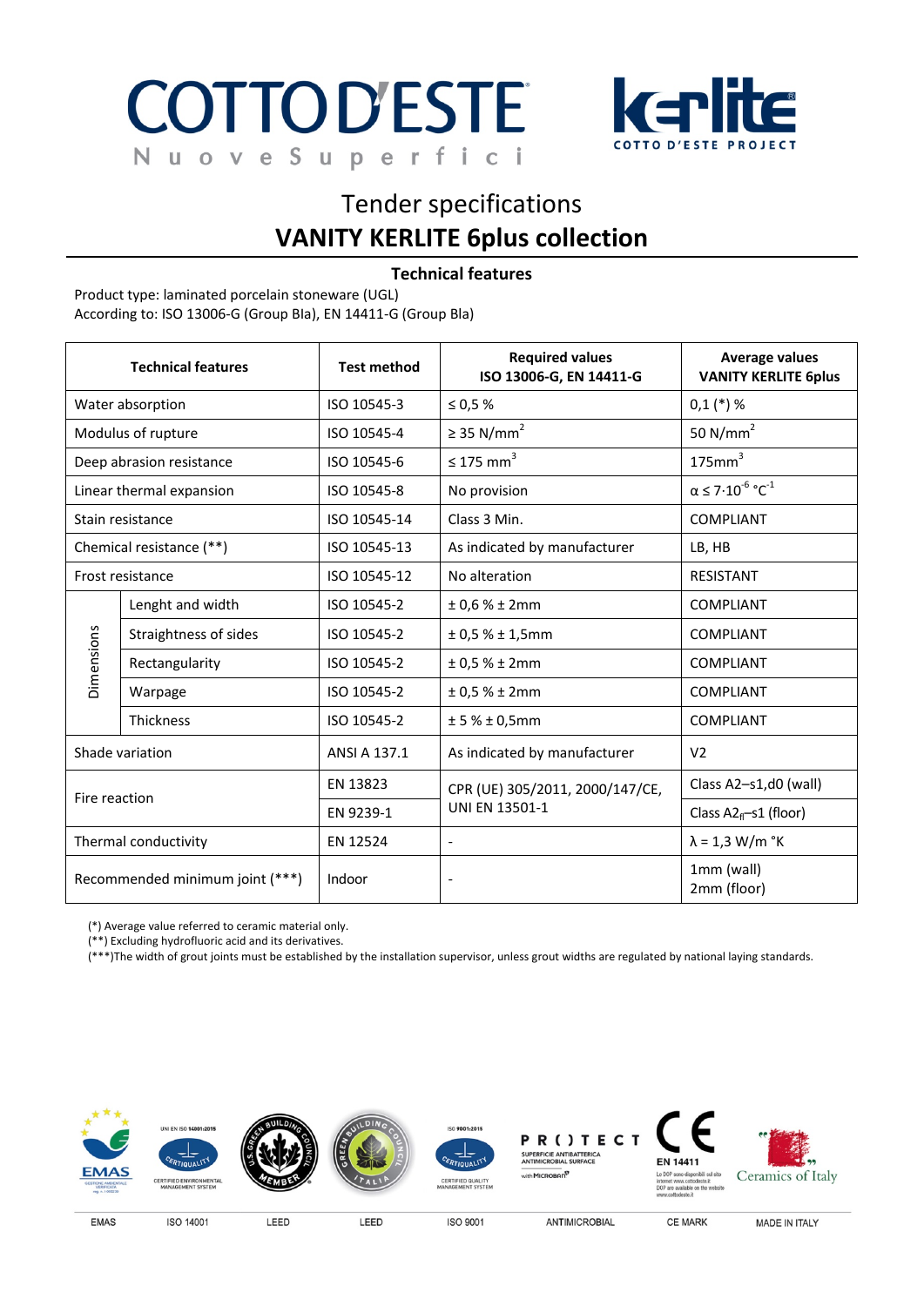# COTTO D'ESTE
Nuove Superfici

kerlite
COTTO D'ESTE PROJECT

## Tender specifications
## VANITY KERLITE 6plus collection

### Technical features

Product type: laminated porcelain stoneware (UGL)
According to: ISO 13006-G (Group BIa), EN 14411-G (Group BIa)

| Technical features | | Test method | Required values ISO 13006-G, EN 14411-G | Average values VANITY KERLITE 6plus |
|---|---|---|---|---|
| Water absorption | | ISO 10545-3 | ≤ 0,5 % | 0,1 (*) % |
| Modulus of rupture | | ISO 10545-4 | ≥ 35 $N/mm^2$ | 50 $N/mm^2$ |
| Deep abrasion resistance | | ISO 10545-6 | ≤ 175 $mm^3$ | 175$mm^3$ |
| Linear thermal expansion | | ISO 10545-8 | No provision | $\alpha \leq 7 \cdot 10^{-6}$ $°C^{-1}$ |
| Stain resistance | | ISO 10545-14 | Class 3 Min. | COMPLIANT |
| Chemical resistance (**) | | ISO 10545-13 | As indicated by manufacturer | LB, HB |
| Frost resistance | | ISO 10545-12 | No alteration | RESISTANT |
| Dimensions | Lenght and width | ISO 10545-2 | ± 0,6 % ± 2mm | COMPLIANT |
| | Straightness of sides | ISO 10545-2 | ± 0,5 % ± 1,5mm | COMPLIANT |
| | Rectangularity | ISO 10545-2 | ± 0,5 % ± 2mm | COMPLIANT |
| | Warpage | ISO 10545-2 | ± 0,5 % ± 2mm | COMPLIANT |
| | Thickness | ISO 10545-2 | ± 5 % ± 0,5mm | COMPLIANT |
| Shade variation | | ANSI A 137.1 | As indicated by manufacturer | V2 |
| Fire reaction | | EN 13823 | CPR (UE) 305/2011, 2000/147/CE, UNI EN 13501-1 | Class A2–s1,d0 (wall) |
| | | EN 9239-1 | | Class $A2_{fl}$–s1 (floor) |
| Thermal conductivity | | EN 12524 | - | λ = 1,3 W/m °K |
| Recommended minimum joint (***) | | Indoor | - | 1mm (wall) 2mm (floor) |

(*) Average value referred to ceramic material only.
(**) Excluding hydrofluoric acid and its derivatives.
(***)The width of grout joints must be established by the installation supervisor, unless grout widths are regulated by national laying standards.

EMAS | ISO 14001 | LEED | LEED | ISO 9001 | ANTIMICROBIAL | CE MARK | MADE IN ITALY